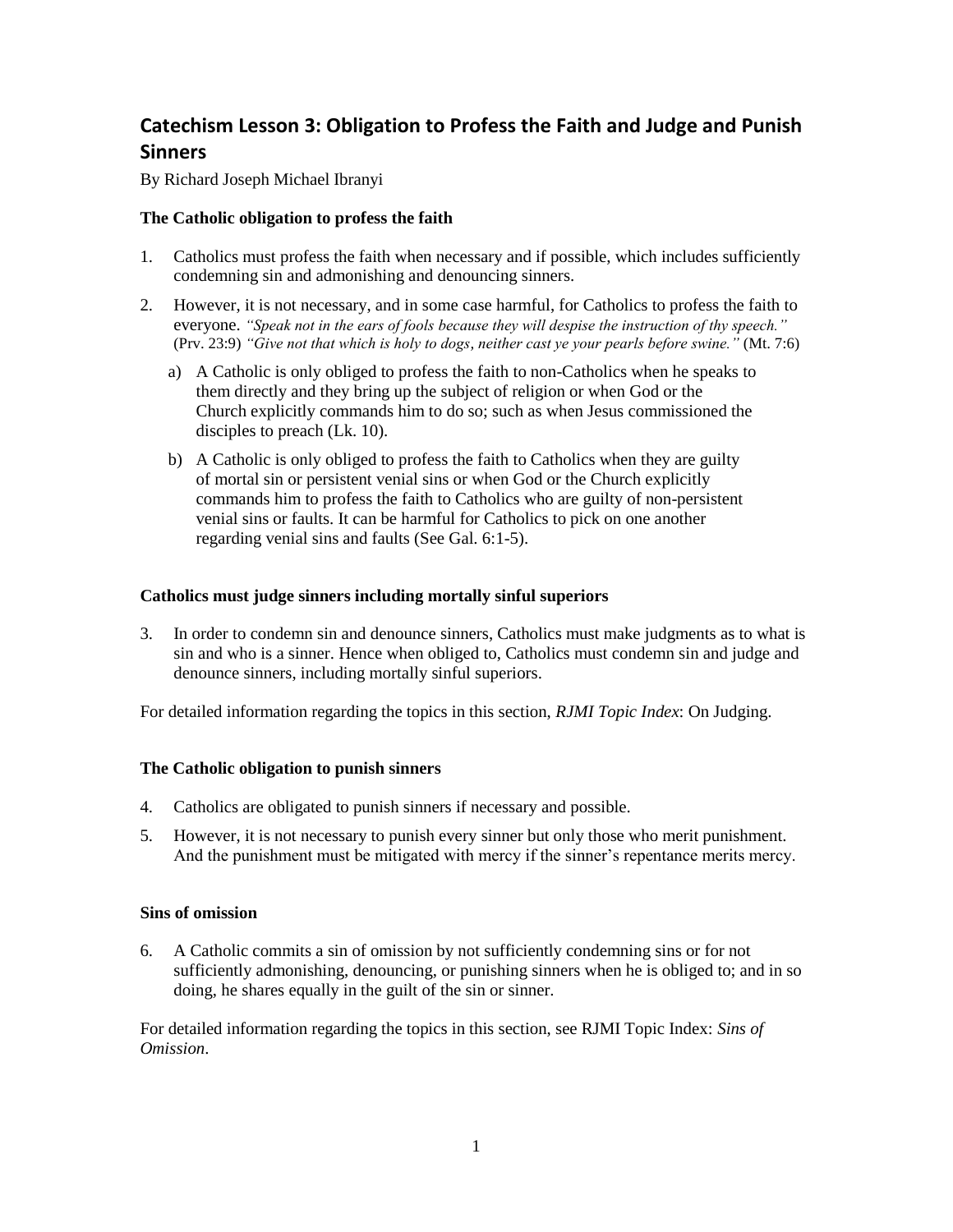# Catechism Lesson 3: Obligation to Profess the Faith and Judge and Punish Sinners

By Richard Joseph Michael Ibranyi

### The Catholic obligation to profess the faith

1. Catholics must profess the faith when necessary and if possible, which includes sufficiently condemning sin and admonishing and denouncing sinners.
2. However, it is not necessary, and in some case harmful, for Catholics to profess the faith to everyone. *"Speak not in the ears of fools because they will despise the instruction of thy speech."* (Prv. 23:9) *"Give not that which is holy to dogs, neither cast ye your pearls before swine."* (Mt. 7:6)
   a) A Catholic is only obliged to profess the faith to non-Catholics when he speaks to them directly and they bring up the subject of religion or when God or the Church explicitly commands him to do so; such as when Jesus commissioned the disciples to preach (Lk. 10).
   b) A Catholic is only obliged to profess the faith to Catholics when they are guilty of mortal sin or persistent venial sins or when God or the Church explicitly commands him to profess the faith to Catholics who are guilty of non-persistent venial sins or faults. It can be harmful for Catholics to pick on one another regarding venial sins and faults (See Gal. 6:1-5).

### Catholics must judge sinners including mortally sinful superiors

3. In order to condemn sin and denounce sinners, Catholics must make judgments as to what is sin and who is a sinner. Hence when obliged to, Catholics must condemn sin and judge and denounce sinners, including mortally sinful superiors.

For detailed information regarding the topics in this section, *RJMI Topic Index*: On Judging.

### The Catholic obligation to punish sinners

4. Catholics are obligated to punish sinners if necessary and possible.
5. However, it is not necessary to punish every sinner but only those who merit punishment. And the punishment must be mitigated with mercy if the sinner's repentance merits mercy.

### Sins of omission

6. A Catholic commits a sin of omission by not sufficiently condemning sins or for not sufficiently admonishing, denouncing, or punishing sinners when he is obliged to; and in so doing, he shares equally in the guilt of the sin or sinner.

For detailed information regarding the topics in this section, see RJMI Topic Index: *Sins of Omission*.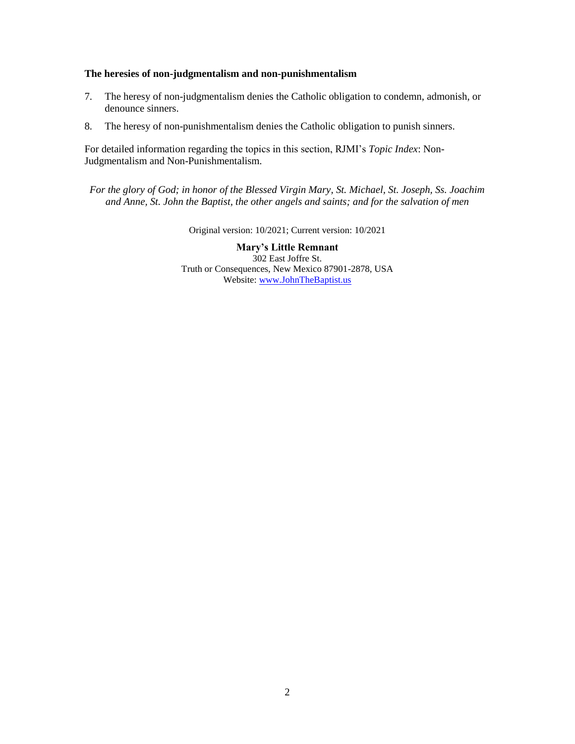### The heresies of non-judgmentalism and non-punishmentalism

7. The heresy of non-judgmentalism denies the Catholic obligation to condemn, admonish, or denounce sinners.
8. The heresy of non-punishmentalism denies the Catholic obligation to punish sinners.

For detailed information regarding the topics in this section, RJMI's *Topic Index*: Non-Judgmentalism and Non-Punishmentalism.

*For the glory of God; in honor of the Blessed Virgin Mary, St. Michael, St. Joseph, Ss. Joachim and Anne, St. John the Baptist, the other angels and saints; and for the salvation of men*

Original version: 10/2021; Current version: 10/2021

**Mary's Little Remnant**
302 East Joffre St.
Truth or Consequences, New Mexico 87901-2878, USA
Website: www.JohnTheBaptist.us